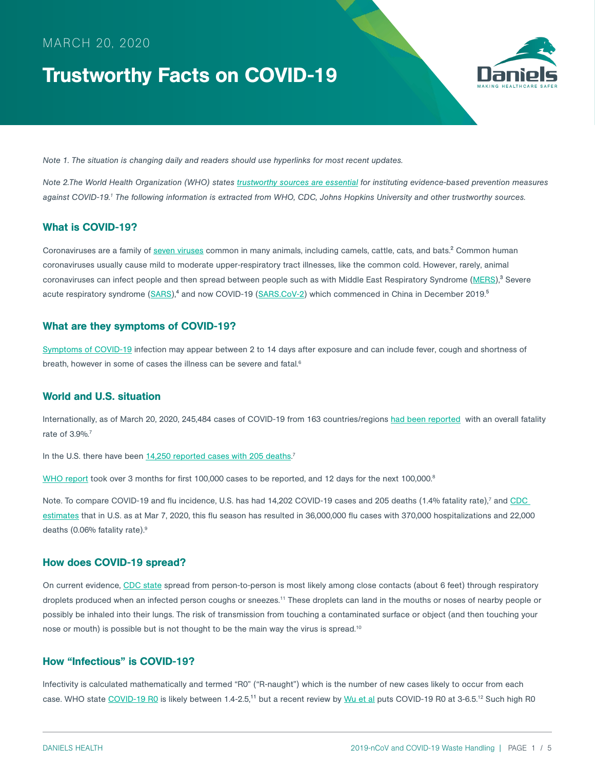MARCH 20, 2020

# Trustworthy Facts on COVID-19

*Note 1. The situation is changing daily and readers should use hyperlinks for most recent updates.*

*Note 2.The World Health Organization (WHO) states trustworthy sources are essential for instituting evidence-based prevention measures against COVID-19.[1] The following information is extracted from WHO, CDC, Johns Hopkins University and other trustworthy sources.*

## What is COVID-19?

Coronaviruses are a family of seven viruses common in many animals, including camels, cattle, cats, and bats.[2] Common human coronaviruses usually cause mild to moderate upper-respiratory tract illnesses, like the common cold. However, rarely, animal coronaviruses can infect people and then spread between people such as with Middle East Respiratory Syndrome (MERS),[3] Severe acute respiratory syndrome (SARS),[4] and now COVID-19 (SARS.CoV-2) which commenced in China in December 2019.[5]

## What are they symptoms of COVID-19?

Symptoms of COVID-19 infection may appear between 2 to 14 days after exposure and can include fever, cough and shortness of breath, however in some of cases the illness can be severe and fatal.[6]

## World and U.S. situation

Internationally, as of March 20, 2020, 245,484 cases of COVID-19 from 163 countries/regions had been reported with an overall fatality rate of 3.9%.[7]

In the U.S. there have been 14,250 reported cases with 205 deaths.[7]

WHO report took over 3 months for first 100,000 cases to be reported, and 12 days for the next 100,000.[8]

Note. To compare COVID-19 and flu incidence, U.S. has had 14,202 COVID-19 cases and 205 deaths (1.4% fatality rate),[7] and CDC estimates that in U.S. as at Mar 7, 2020, this flu season has resulted in 36,000,000 flu cases with 370,000 hospitalizations and 22,000 deaths (0.06% fatality rate).[9]

## How does COVID-19 spread?

On current evidence, CDC state spread from person-to-person is most likely among close contacts (about 6 feet) through respiratory droplets produced when an infected person coughs or sneezes.[11] These droplets can land in the mouths or noses of nearby people or possibly be inhaled into their lungs. The risk of transmission from touching a contaminated surface or object (and then touching your nose or mouth) is possible but is not thought to be the main way the virus is spread.[10]

## How "Infectious" is COVID-19?

Infectivity is calculated mathematically and termed "R0" ("R-naught") which is the number of new cases likely to occur from each case. WHO state COVID-19 R0 is likely between 1.4-2.5,[11] but a recent review by Wu et al puts COVID-19 R0 at 3-6.5.[12] Such high R0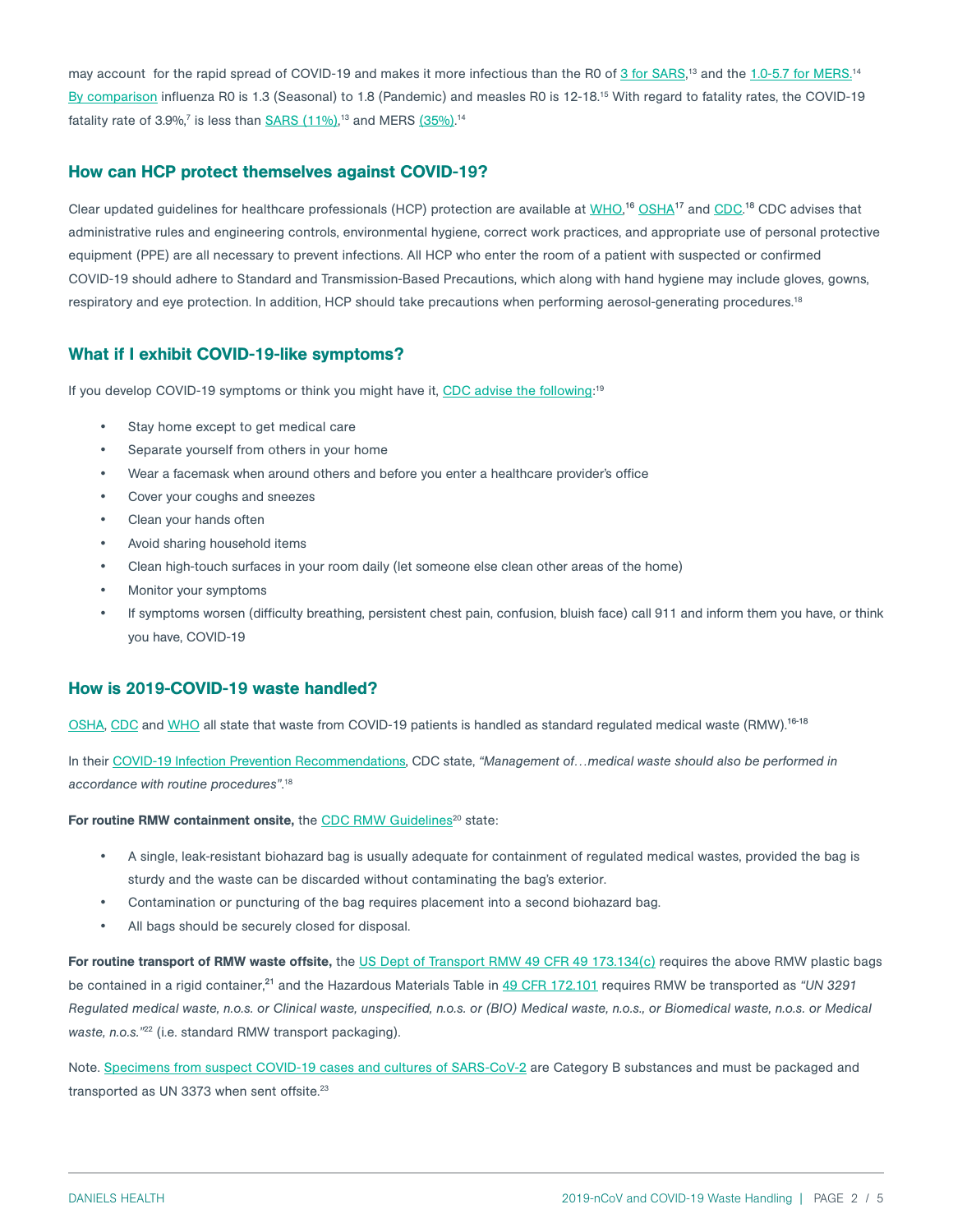may account for the rapid spread of COVID-19 and makes it more infectious than the R0 of 3 for SARS,[13] and the 1.0-5.7 for MERS.[14] By comparison influenza R0 is 1.3 (Seasonal) to 1.8 (Pandemic) and measles R0 is 12-18.[15] With regard to fatality rates, the COVID-19 fatality rate of 3.9%,[7] is less than SARS (11%),[13] and MERS (35%).[14]

## How can HCP protect themselves against COVID-19?

Clear updated guidelines for healthcare professionals (HCP) protection are available at WHO,[16] OSHA[17] and CDC.[18] CDC advises that administrative rules and engineering controls, environmental hygiene, correct work practices, and appropriate use of personal protective equipment (PPE) are all necessary to prevent infections. All HCP who enter the room of a patient with suspected or confirmed COVID-19 should adhere to Standard and Transmission-Based Precautions, which along with hand hygiene may include gloves, gowns, respiratory and eye protection. In addition, HCP should take precautions when performing aerosol-generating procedures.[18]

## What if I exhibit COVID-19-like symptoms?

If you develop COVID-19 symptoms or think you might have it, CDC advise the following:[19]

- Stay home except to get medical care
- Separate yourself from others in your home
- Wear a facemask when around others and before you enter a healthcare provider's office
- Cover your coughs and sneezes
- Clean your hands often
- Avoid sharing household items
- Clean high-touch surfaces in your room daily (let someone else clean other areas of the home)
- Monitor your symptoms
- If symptoms worsen (difficulty breathing, persistent chest pain, confusion, bluish face) call 911 and inform them you have, or think you have, COVID-19

## How is 2019-COVID-19 waste handled?

OSHA, CDC and WHO all state that waste from COVID-19 patients is handled as standard regulated medical waste (RMW).[16-18]

In their COVID-19 Infection Prevention Recommendations, CDC state, *"Management of…medical waste should also be performed in accordance with routine procedures"*.[18]

**For routine RMW containment onsite,** the CDC RMW Guidelines[20] state:

- A single, leak-resistant biohazard bag is usually adequate for containment of regulated medical wastes, provided the bag is sturdy and the waste can be discarded without contaminating the bag's exterior.
- Contamination or puncturing of the bag requires placement into a second biohazard bag.
- All bags should be securely closed for disposal.

**For routine transport of RMW waste offsite,** the US Dept of Transport RMW 49 CFR 49 173.134(c) requires the above RMW plastic bags be contained in a rigid container,[21] and the Hazardous Materials Table in 49 CFR 172.101 requires RMW be transported as *"UN 3291 Regulated medical waste, n.o.s. or Clinical waste, unspecified, n.o.s. or (BIO) Medical waste, n.o.s., or Biomedical waste, n.o.s. or Medical waste, n.o.s."*[22] (i.e. standard RMW transport packaging).

Note. Specimens from suspect COVID-19 cases and cultures of SARS-CoV-2 are Category B substances and must be packaged and transported as UN 3373 when sent offsite.[23]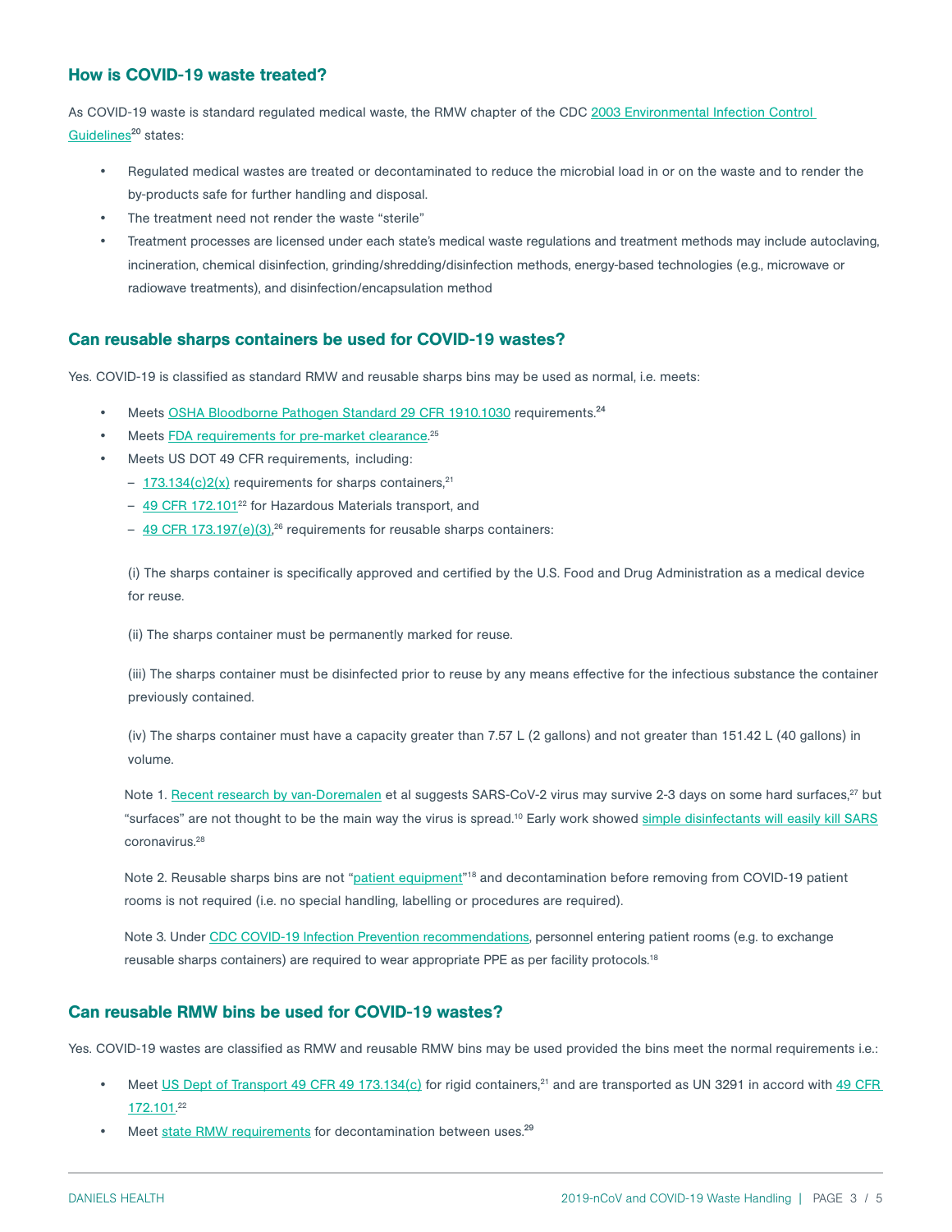## How is COVID-19 waste treated?

As COVID-19 waste is standard regulated medical waste, the RMW chapter of the CDC 2003 Environmental Infection Control Guidelines[20] states:

- Regulated medical wastes are treated or decontaminated to reduce the microbial load in or on the waste and to render the by-products safe for further handling and disposal.
- The treatment need not render the waste "sterile"
- Treatment processes are licensed under each state's medical waste regulations and treatment methods may include autoclaving, incineration, chemical disinfection, grinding/shredding/disinfection methods, energy-based technologies (e.g., microwave or radiowave treatments), and disinfection/encapsulation method

## Can reusable sharps containers be used for COVID-19 wastes?

Yes. COVID-19 is classified as standard RMW and reusable sharps bins may be used as normal, i.e. meets:

- Meets OSHA Bloodborne Pathogen Standard 29 CFR 1910.1030 requirements.[24]
- Meets FDA requirements for pre-market clearance.[25]
- Meets US DOT 49 CFR requirements, including:
  - 173.134(c)2(x) requirements for sharps containers,[21]
  - 49 CFR 172.101[22] for Hazardous Materials transport, and
  - 49 CFR 173.197(e)(3),[26] requirements for reusable sharps containers:

    (i) The sharps container is specifically approved and certified by the U.S. Food and Drug Administration as a medical device for reuse.

    (ii) The sharps container must be permanently marked for reuse.

    (iii) The sharps container must be disinfected prior to reuse by any means effective for the infectious substance the container previously contained.

    (iv) The sharps container must have a capacity greater than 7.57 L (2 gallons) and not greater than 151.42 L (40 gallons) in volume.

Note 1. Recent research by van-Doremalen et al suggests SARS-CoV-2 virus may survive 2-3 days on some hard surfaces,[27] but "surfaces" are not thought to be the main way the virus is spread.[10] Early work showed simple disinfectants will easily kill SARS coronavirus.[28]

Note 2. Reusable sharps bins are not "patient equipment"[18] and decontamination before removing from COVID-19 patient rooms is not required (i.e. no special handling, labelling or procedures are required).

Note 3. Under CDC COVID-19 Infection Prevention recommendations, personnel entering patient rooms (e.g. to exchange reusable sharps containers) are required to wear appropriate PPE as per facility protocols.[18]

## Can reusable RMW bins be used for COVID-19 wastes?

Yes. COVID-19 wastes are classified as RMW and reusable RMW bins may be used provided the bins meet the normal requirements i.e.:

- Meet US Dept of Transport 49 CFR 49 173.134(c) for rigid containers,[21] and are transported as UN 3291 in accord with 49 CFR 172.101.[22]
- Meet state RMW requirements for decontamination between uses.[29]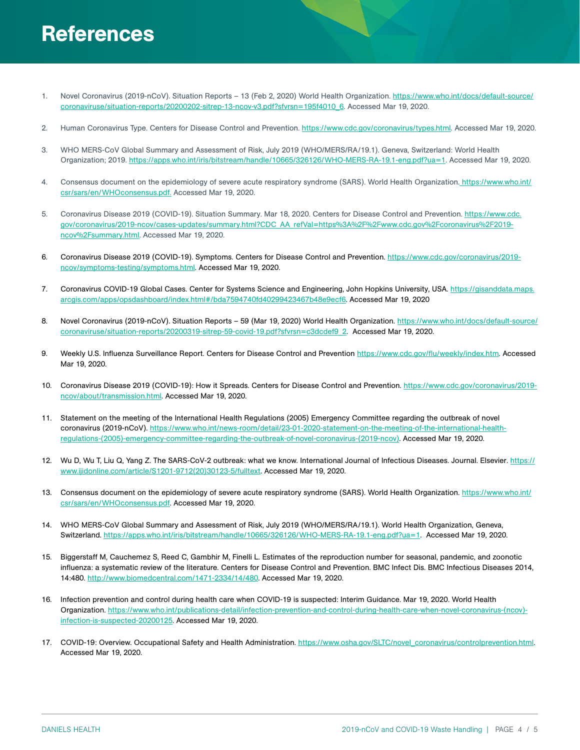# References

1. Novel Coronavirus (2019-nCoV). Situation Reports – 13 (Feb 2, 2020) World Health Organization. https://www.who.int/docs/default-source/coronaviruse/situation-reports/20200202-sitrep-13-ncov-v3.pdf?sfvrsn=195f4010_6. Accessed Mar 19, 2020.

2. Human Coronavirus Type. Centers for Disease Control and Prevention. https://www.cdc.gov/coronavirus/types.html. Accessed Mar 19, 2020.

3. WHO MERS-CoV Global Summary and Assessment of Risk, July 2019 (WHO/MERS/RA/19.1). Geneva, Switzerland: World Health Organization; 2019. https://apps.who.int/iris/bitstream/handle/10665/326126/WHO-MERS-RA-19.1-eng.pdf?ua=1. Accessed Mar 19, 2020.

4. Consensus document on the epidemiology of severe acute respiratory syndrome (SARS). World Health Organization. https://www.who.int/csr/sars/en/WHOconsensus.pdf. Accessed Mar 19, 2020.

5. Coronavirus Disease 2019 (COVID-19). Situation Summary. Mar 18, 2020. Centers for Disease Control and Prevention. https://www.cdc.gov/coronavirus/2019-ncov/cases-updates/summary.html?CDC_AA_refVal=https%3A%2F%2Fwww.cdc.gov%2Fcoronavirus%2F2019-ncov%2Fsummary.html. Accessed Mar 19, 2020.

6. Coronavirus Disease 2019 (COVID-19). Symptoms. Centers for Disease Control and Prevention. https://www.cdc.gov/coronavirus/2019-ncov/symptoms-testing/symptoms.html. Accessed Mar 19, 2020.

7. Coronavirus COVID-19 Global Cases. Center for Systems Science and Engineering, John Hopkins University, USA. https://gisanddata.maps.arcgis.com/apps/opsdashboard/index.html#/bda7594740fd40299423467b48e9ecf6. Accessed Mar 19, 2020

8. Novel Coronavirus (2019-nCoV). Situation Reports – 59 (Mar 19, 2020) World Health Organization. https://www.who.int/docs/default-source/coronaviruse/situation-reports/20200319-sitrep-59-covid-19.pdf?sfvrsn=c3dcdef9_2. Accessed Mar 19, 2020.

9. Weekly U.S. Influenza Surveillance Report. Centers for Disease Control and Prevention https://www.cdc.gov/flu/weekly/index.htm. Accessed Mar 19, 2020.

10. Coronavirus Disease 2019 (COVID-19): How it Spreads. Centers for Disease Control and Prevention. https://www.cdc.gov/coronavirus/2019-ncov/about/transmission.html. Accessed Mar 19, 2020.

11. Statement on the meeting of the International Health Regulations (2005) Emergency Committee regarding the outbreak of novel coronavirus (2019-nCoV). https://www.who.int/news-room/detail/23-01-2020-statement-on-the-meeting-of-the-international-health-regulations-(2005)-emergency-committee-regarding-the-outbreak-of-novel-coronavirus-(2019-ncov). Accessed Mar 19, 2020.

12. Wu D, Wu T, Liu Q, Yang Z. The SARS-CoV-2 outbreak: what we know. International Journal of Infectious Diseases. Journal. Elsevier. https://www.ijidonline.com/article/S1201-9712(20)30123-5/fulltext. Accessed Mar 19, 2020.

13. Consensus document on the epidemiology of severe acute respiratory syndrome (SARS). World Health Organization. https://www.who.int/csr/sars/en/WHOconsensus.pdf. Accessed Mar 19, 2020.

14. WHO MERS-CoV Global Summary and Assessment of Risk, July 2019 (WHO/MERS/RA/19.1). World Health Organization, Geneva, Switzerland. https://apps.who.int/iris/bitstream/handle/10665/326126/WHO-MERS-RA-19.1-eng.pdf?ua=1. Accessed Mar 19, 2020.

15. Biggerstaff M, Cauchemez S, Reed C, Gambhir M, Finelli L. Estimates of the reproduction number for seasonal, pandemic, and zoonotic influenza: a systematic review of the literature. Centers for Disease Control and Prevention. BMC Infect Dis. BMC Infectious Diseases 2014, 14:480. http://www.biomedcentral.com/1471-2334/14/480. Accessed Mar 19, 2020.

16. Infection prevention and control during health care when COVID-19 is suspected: Interim Guidance. Mar 19, 2020. World Health Organization. https://www.who.int/publications-detail/infection-prevention-and-control-during-health-care-when-novel-coronavirus-(ncov)-infection-is-suspected-20200125. Accessed Mar 19, 2020.

17. COVID-19: Overview. Occupational Safety and Health Administration. https://www.osha.gov/SLTC/novel_coronavirus/controlprevention.html. Accessed Mar 19, 2020.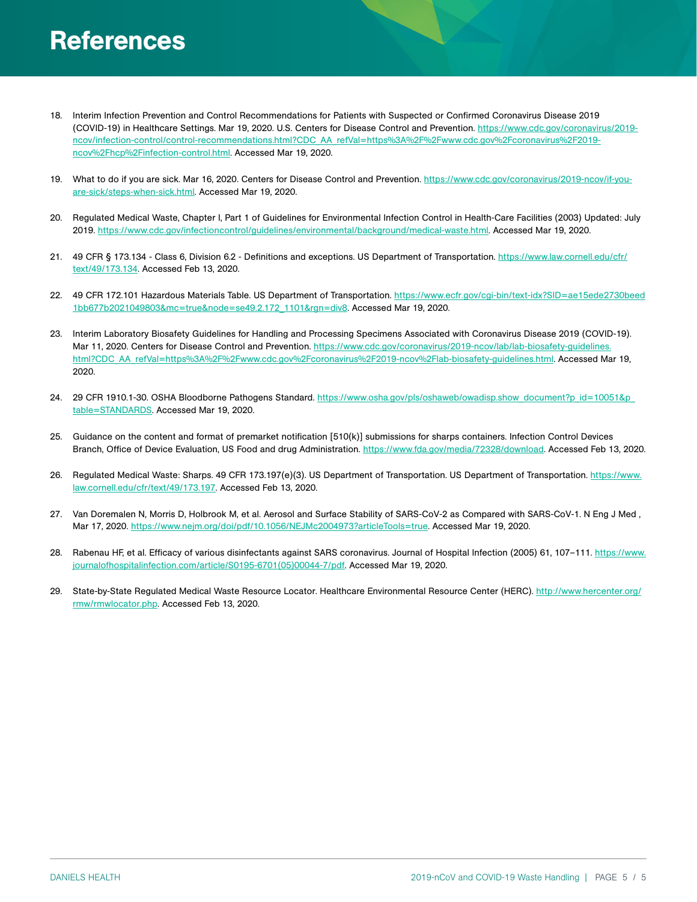# References

18. Interim Infection Prevention and Control Recommendations for Patients with Suspected or Confirmed Coronavirus Disease 2019 (COVID-19) in Healthcare Settings. Mar 19, 2020. U.S. Centers for Disease Control and Prevention. https://www.cdc.gov/coronavirus/2019-ncov/infection-control/control-recommendations.html?CDC_AA_refVal=https%3A%2F%2Fwww.cdc.gov%2Fcoronavirus%2F2019-ncov%2Fhcp%2Finfection-control.html. Accessed Mar 19, 2020.

19. What to do if you are sick. Mar 16, 2020. Centers for Disease Control and Prevention. https://www.cdc.gov/coronavirus/2019-ncov/if-you-are-sick/steps-when-sick.html. Accessed Mar 19, 2020.

20. Regulated Medical Waste, Chapter I, Part 1 of Guidelines for Environmental Infection Control in Health-Care Facilities (2003) Updated: July 2019. https://www.cdc.gov/infectioncontrol/guidelines/environmental/background/medical-waste.html. Accessed Mar 19, 2020.

21. 49 CFR § 173.134 - Class 6, Division 6.2 - Definitions and exceptions. US Department of Transportation. https://www.law.cornell.edu/cfr/text/49/173.134. Accessed Feb 13, 2020.

22. 49 CFR 172.101 Hazardous Materials Table. US Department of Transportation. https://www.ecfr.gov/cgi-bin/text-idx?SID=ae15ede2730beed1bb677b2021049803&mc=true&node=se49.2.172_1101&rgn=div8. Accessed Mar 19, 2020.

23. Interim Laboratory Biosafety Guidelines for Handling and Processing Specimens Associated with Coronavirus Disease 2019 (COVID-19). Mar 11, 2020. Centers for Disease Control and Prevention. https://www.cdc.gov/coronavirus/2019-ncov/lab/lab-biosafety-guidelines.html?CDC_AA_refVal=https%3A%2F%2Fwww.cdc.gov%2Fcoronavirus%2F2019-ncov%2Flab-biosafety-guidelines.html. Accessed Mar 19, 2020.

24. 29 CFR 1910.1-30. OSHA Bloodborne Pathogens Standard. https://www.osha.gov/pls/oshaweb/owadisp.show_document?p_id=10051&p_table=STANDARDS. Accessed Mar 19, 2020.

25. Guidance on the content and format of premarket notification [510(k)] submissions for sharps containers. Infection Control Devices Branch, Office of Device Evaluation, US Food and drug Administration. https://www.fda.gov/media/72328/download. Accessed Feb 13, 2020.

26. Regulated Medical Waste: Sharps. 49 CFR 173.197(e)(3). US Department of Transportation. US Department of Transportation. https://www.law.cornell.edu/cfr/text/49/173.197. Accessed Feb 13, 2020.

27. Van Doremalen N, Morris D, Holbrook M, et al. Aerosol and Surface Stability of SARS-CoV-2 as Compared with SARS-CoV-1. N Eng J Med , Mar 17, 2020. https://www.nejm.org/doi/pdf/10.1056/NEJMc2004973?articleTools=true. Accessed Mar 19, 2020.

28. Rabenau HF, et al. Efficacy of various disinfectants against SARS coronavirus. Journal of Hospital Infection (2005) 61, 107–111. https://www.journalofhospitalinfection.com/article/S0195-6701(05)00044-7/pdf. Accessed Mar 19, 2020.

29. State-by-State Regulated Medical Waste Resource Locator. Healthcare Environmental Resource Center (HERC). http://www.hercenter.org/rmw/rmwlocator.php. Accessed Feb 13, 2020.